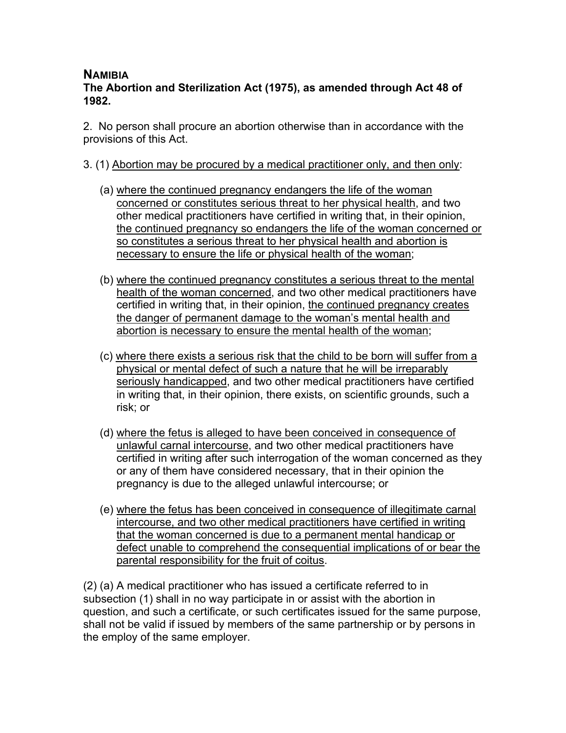## NAMIBIA
**The Abortion and Sterilization Act (1975), as amended through Act 48 of 1982.**

2. No person shall procure an abortion otherwise than in accordance with the provisions of this Act.

3. (1) <u>Abortion may be procured by a medical practitioner only, and then only</u>:

   (a) <u>where the continued pregnancy endangers the life of the woman concerned or constitutes serious threat to her physical health</u>, and two other medical practitioners have certified in writing that, in their opinion, <u>the continued pregnancy so endangers the life of the woman concerned or so constitutes a serious threat to her physical health and abortion is necessary to ensure the life or physical health of the woman</u>;

   (b) <u>where the continued pregnancy constitutes a serious threat to the mental health of the woman concerned</u>, and two other medical practitioners have certified in writing that, in their opinion, <u>the continued pregnancy creates the danger of permanent damage to the woman's mental health and abortion is necessary to ensure the mental health of the woman</u>;

   (c) <u>where there exists a serious risk that the child to be born will suffer from a physical or mental defect of such a nature that he will be irreparably seriously handicapped</u>, and two other medical practitioners have certified in writing that, in their opinion, there exists, on scientific grounds, such a risk; or

   (d) <u>where the fetus is alleged to have been conceived in consequence of unlawful carnal intercourse</u>, and two other medical practitioners have certified in writing after such interrogation of the woman concerned as they or any of them have considered necessary, that in their opinion the pregnancy is due to the alleged unlawful intercourse; or

   (e) <u>where the fetus has been conceived in consequence of illegitimate carnal intercourse, and two other medical practitioners have certified in writing that the woman concerned is due to a permanent mental handicap or defect unable to comprehend the consequential implications of or bear the parental responsibility for the fruit of coitus</u>.

(2) (a) A medical practitioner who has issued a certificate referred to in subsection (1) shall in no way participate in or assist with the abortion in question, and such a certificate, or such certificates issued for the same purpose, shall not be valid if issued by members of the same partnership or by persons in the employ of the same employer.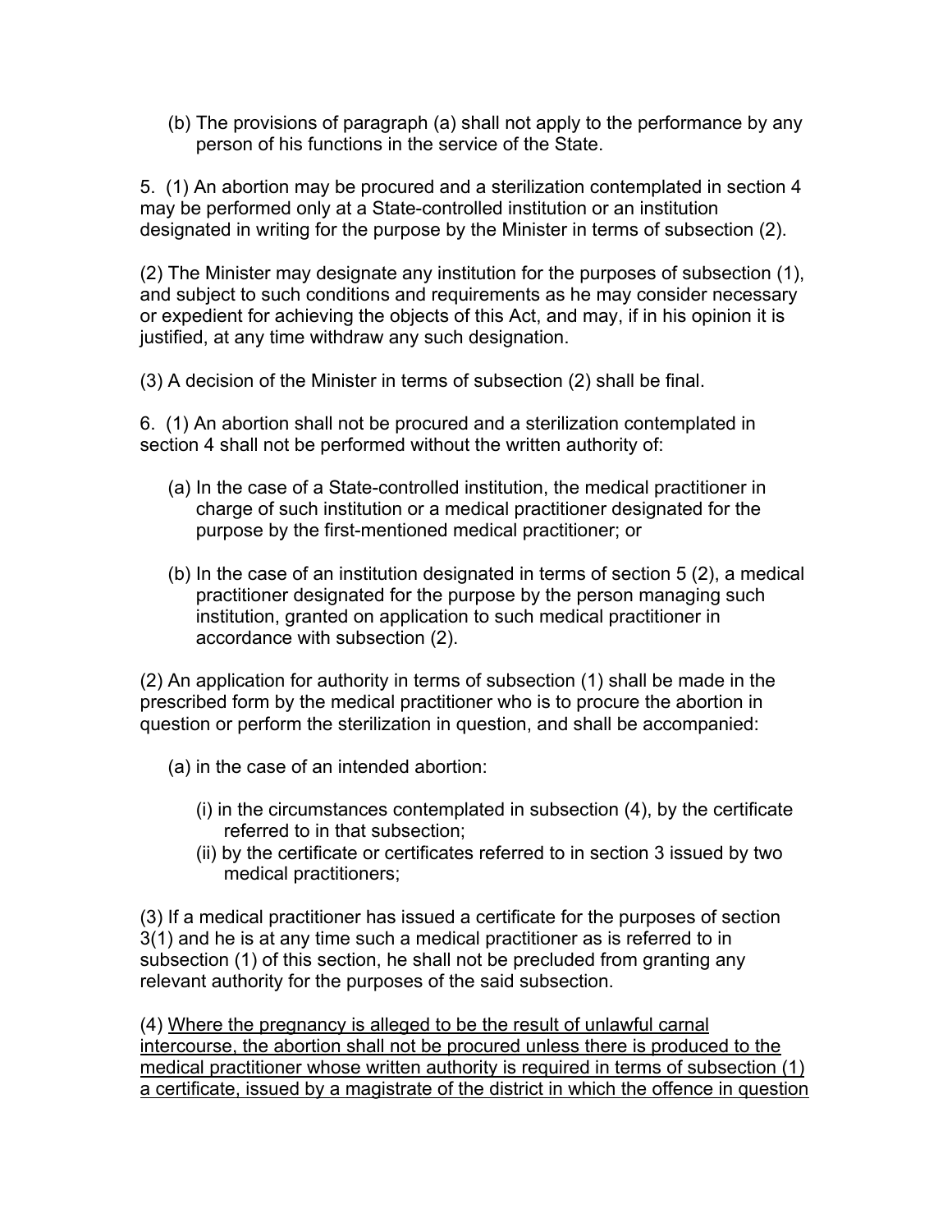(b) The provisions of paragraph (a) shall not apply to the performance by any person of his functions in the service of the State.

5. (1) An abortion may be procured and a sterilization contemplated in section 4 may be performed only at a State-controlled institution or an institution designated in writing for the purpose by the Minister in terms of subsection (2).

(2) The Minister may designate any institution for the purposes of subsection (1), and subject to such conditions and requirements as he may consider necessary or expedient for achieving the objects of this Act, and may, if in his opinion it is justified, at any time withdraw any such designation.

(3) A decision of the Minister in terms of subsection (2) shall be final.

6. (1) An abortion shall not be procured and a sterilization contemplated in section 4 shall not be performed without the written authority of:

(a) In the case of a State-controlled institution, the medical practitioner in charge of such institution or a medical practitioner designated for the purpose by the first-mentioned medical practitioner; or

(b) In the case of an institution designated in terms of section 5 (2), a medical practitioner designated for the purpose by the person managing such institution, granted on application to such medical practitioner in accordance with subsection (2).

(2) An application for authority in terms of subsection (1) shall be made in the prescribed form by the medical practitioner who is to procure the abortion in question or perform the sterilization in question, and shall be accompanied:

(a) in the case of an intended abortion:

(i) in the circumstances contemplated in subsection (4), by the certificate referred to in that subsection;
(ii) by the certificate or certificates referred to in section 3 issued by two medical practitioners;

(3) If a medical practitioner has issued a certificate for the purposes of section 3(1) and he is at any time such a medical practitioner as is referred to in subsection (1) of this section, he shall not be precluded from granting any relevant authority for the purposes of the said subsection.

(4) <u>Where the pregnancy is alleged to be the result of unlawful carnal intercourse, the abortion shall not be procured unless there is produced to the medical practitioner whose written authority is required in terms of subsection (1) a certificate, issued by a magistrate of the district in which the offence in question</u>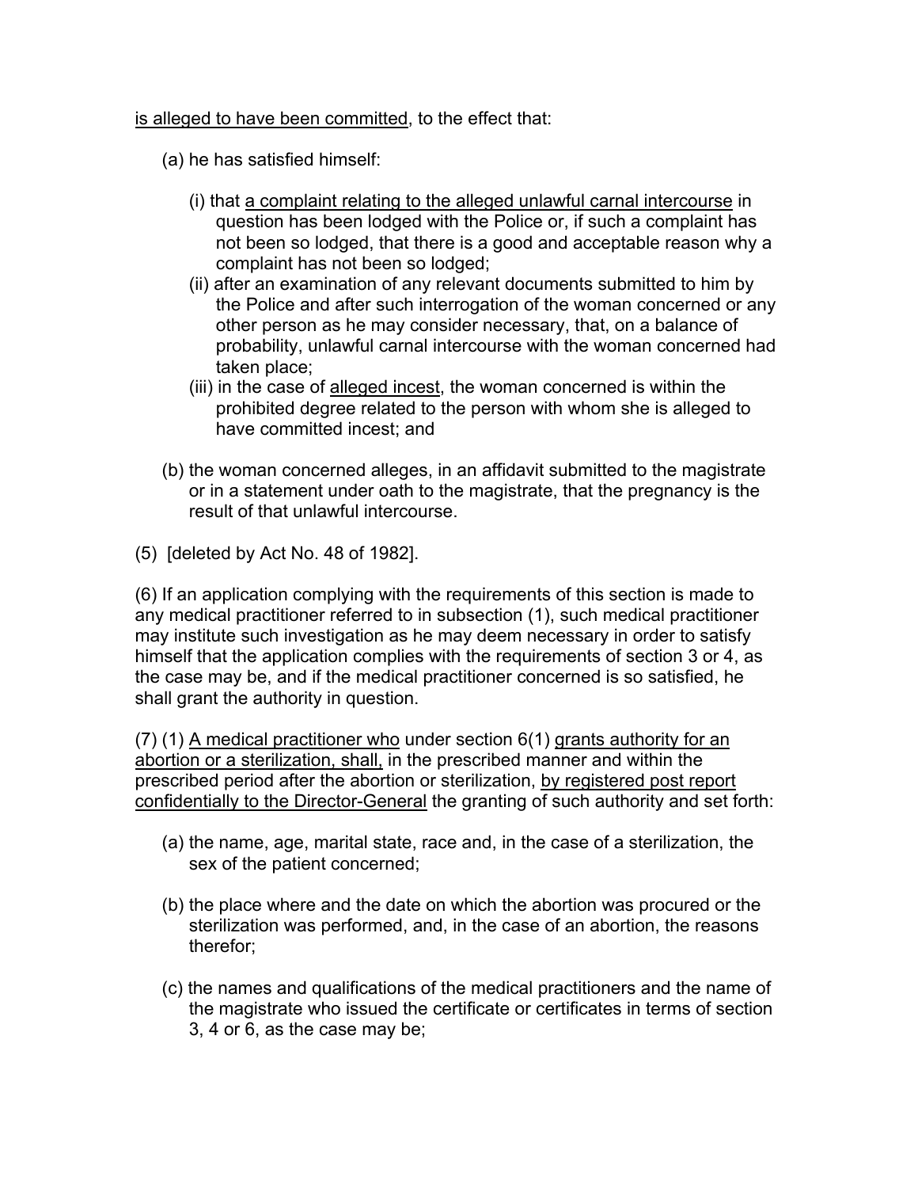is alleged to have been committed, to the effect that:

(a) he has satisfied himself:

(i) that a complaint relating to the alleged unlawful carnal intercourse in question has been lodged with the Police or, if such a complaint has not been so lodged, that there is a good and acceptable reason why a complaint has not been so lodged;

(ii) after an examination of any relevant documents submitted to him by the Police and after such interrogation of the woman concerned or any other person as he may consider necessary, that, on a balance of probability, unlawful carnal intercourse with the woman concerned had taken place;

(iii) in the case of alleged incest, the woman concerned is within the prohibited degree related to the person with whom she is alleged to have committed incest; and

(b) the woman concerned alleges, in an affidavit submitted to the magistrate or in a statement under oath to the magistrate, that the pregnancy is the result of that unlawful intercourse.

(5) [deleted by Act No. 48 of 1982].

(6) If an application complying with the requirements of this section is made to any medical practitioner referred to in subsection (1), such medical practitioner may institute such investigation as he may deem necessary in order to satisfy himself that the application complies with the requirements of section 3 or 4, as the case may be, and if the medical practitioner concerned is so satisfied, he shall grant the authority in question.

(7) (1) A medical practitioner who under section 6(1) grants authority for an abortion or a sterilization, shall, in the prescribed manner and within the prescribed period after the abortion or sterilization, by registered post report confidentially to the Director-General the granting of such authority and set forth:

(a) the name, age, marital state, race and, in the case of a sterilization, the sex of the patient concerned;

(b) the place where and the date on which the abortion was procured or the sterilization was performed, and, in the case of an abortion, the reasons therefor;

(c) the names and qualifications of the medical practitioners and the name of the magistrate who issued the certificate or certificates in terms of section 3, 4 or 6, as the case may be;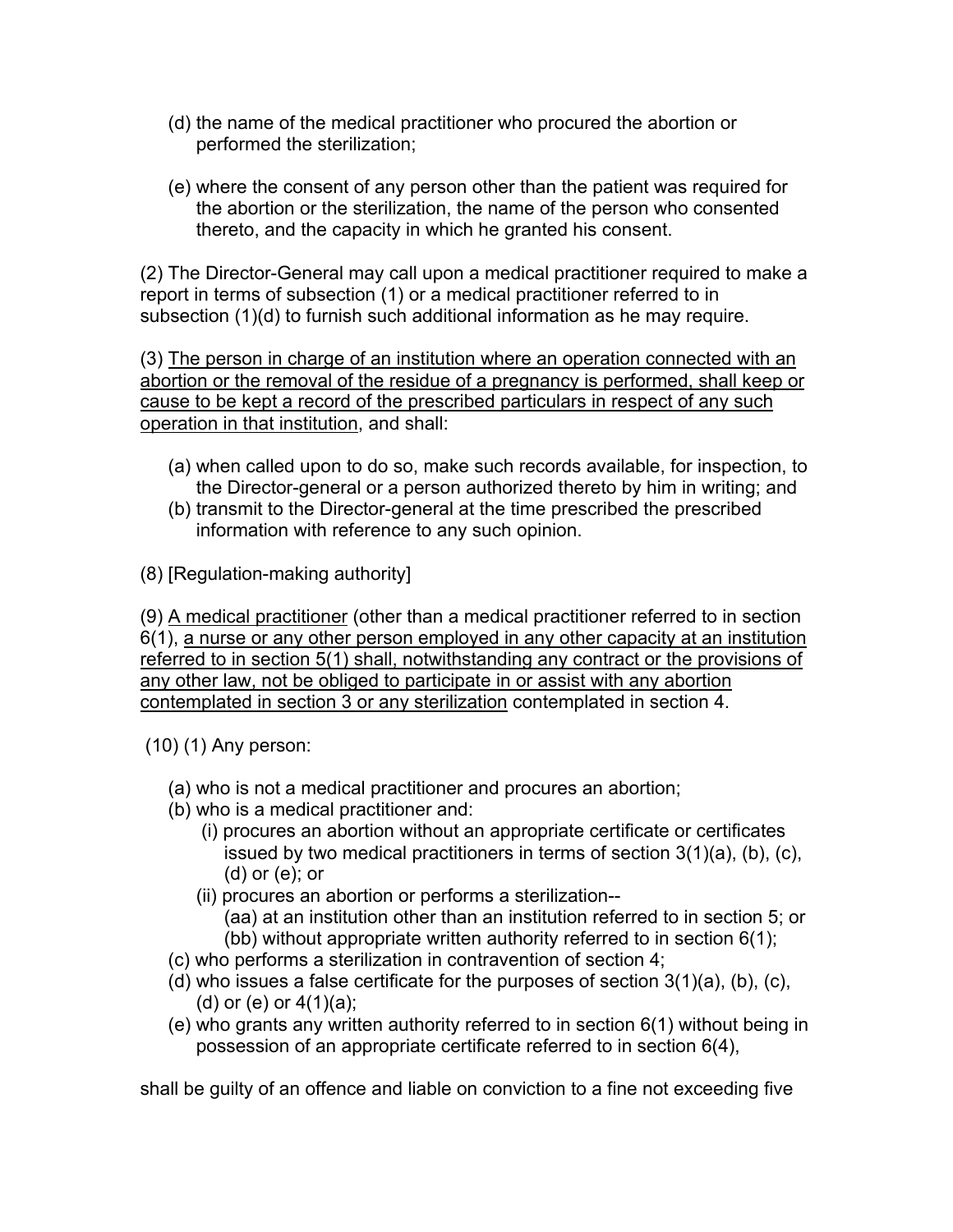(d) the name of the medical practitioner who procured the abortion or performed the sterilization;

(e) where the consent of any person other than the patient was required for the abortion or the sterilization, the name of the person who consented thereto, and the capacity in which he granted his consent.

(2) The Director-General may call upon a medical practitioner required to make a report in terms of subsection (1) or a medical practitioner referred to in subsection (1)(d) to furnish such additional information as he may require.

(3) <u>The person in charge of an institution where an operation connected with an abortion or the removal of the residue of a pregnancy is performed, shall keep or cause to be kept a record of the prescribed particulars in respect of any such operation in that institution</u>, and shall:

(a) when called upon to do so, make such records available, for inspection, to the Director-general or a person authorized thereto by him in writing; and
(b) transmit to the Director-general at the time prescribed the prescribed information with reference to any such opinion.

(8) [Regulation-making authority]

(9) <u>A medical practitioner</u> (other than a medical practitioner referred to in section 6(1), <u>a nurse or any other person employed in any other capacity at an institution referred to in section 5(1) shall, notwithstanding any contract or the provisions of any other law, not be obliged to participate in or assist with any abortion contemplated in section 3 or any sterilization</u> contemplated in section 4.

(10) (1) Any person:

(a) who is not a medical practitioner and procures an abortion;
(b) who is a medical practitioner and:
  (i) procures an abortion without an appropriate certificate or certificates issued by two medical practitioners in terms of section 3(1)(a), (b), (c), (d) or (e); or
  (ii) procures an abortion or performs a sterilization--
    (aa) at an institution other than an institution referred to in section 5; or
    (bb) without appropriate written authority referred to in section 6(1);
(c) who performs a sterilization in contravention of section 4;
(d) who issues a false certificate for the purposes of section 3(1)(a), (b), (c), (d) or (e) or 4(1)(a);
(e) who grants any written authority referred to in section 6(1) without being in possession of an appropriate certificate referred to in section 6(4),

shall be guilty of an offence and liable on conviction to a fine not exceeding five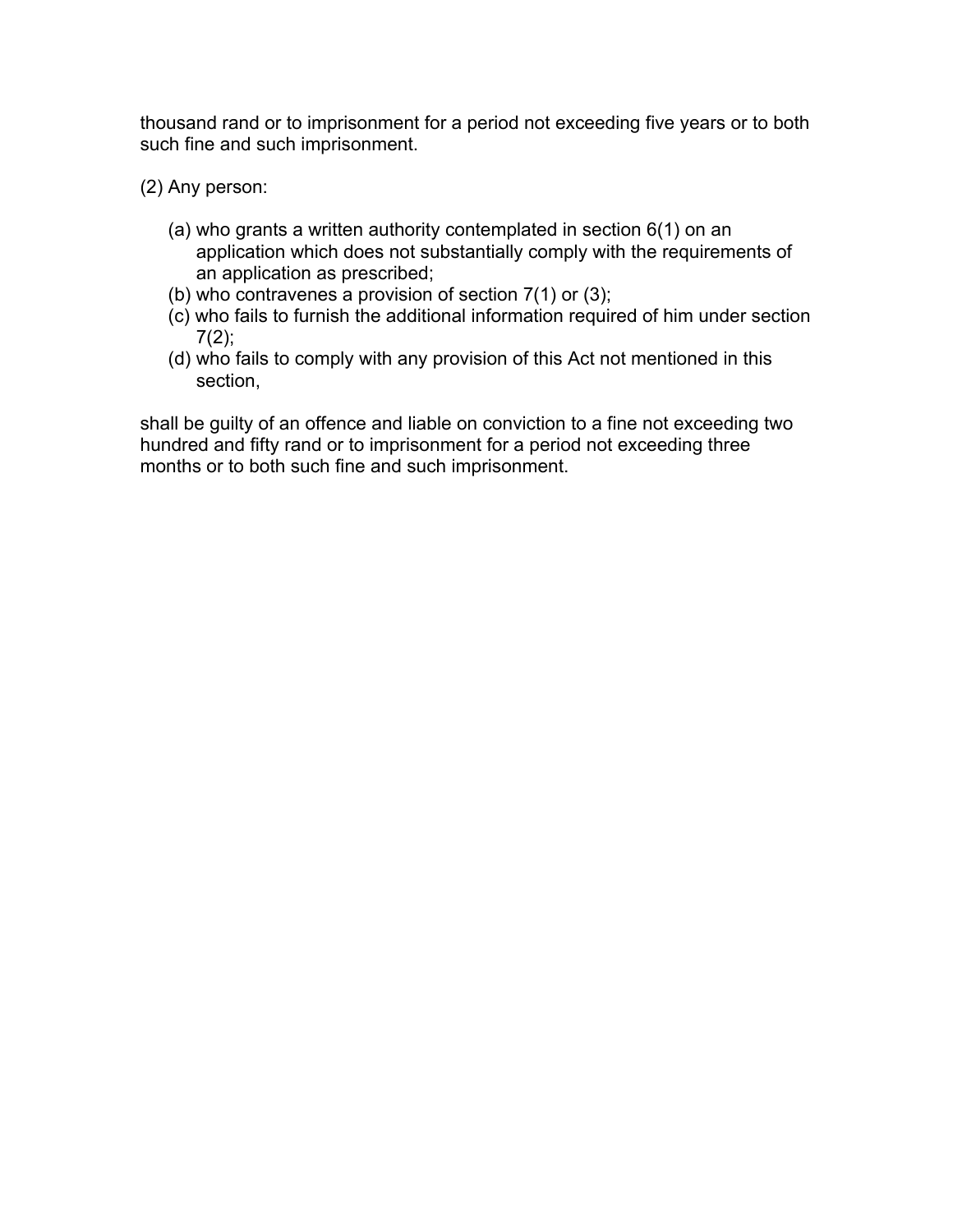thousand rand or to imprisonment for a period not exceeding five years or to both such fine and such imprisonment.

(2) Any person:

- (a) who grants a written authority contemplated in section 6(1) on an application which does not substantially comply with the requirements of an application as prescribed;
- (b) who contravenes a provision of section 7(1) or (3);
- (c) who fails to furnish the additional information required of him under section 7(2);
- (d) who fails to comply with any provision of this Act not mentioned in this section,

shall be guilty of an offence and liable on conviction to a fine not exceeding two hundred and fifty rand or to imprisonment for a period not exceeding three months or to both such fine and such imprisonment.